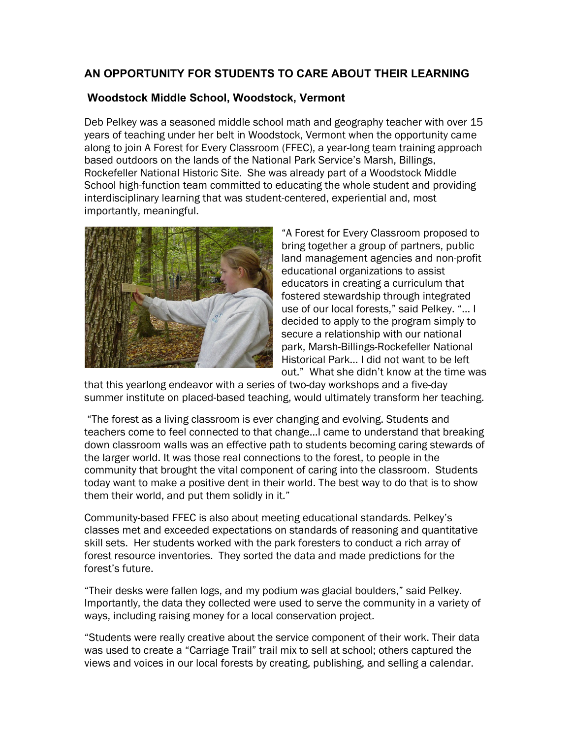## AN OPPORTUNITY FOR STUDENTS TO CARE ABOUT THEIR LEARNING

### Woodstock Middle School, Woodstock, Vermont

Deb Pelkey was a seasoned middle school math and geography teacher with over 15 years of teaching under her belt in Woodstock, Vermont when the opportunity came along to join A Forest for Every Classroom (FFEC), a year-long team training approach based outdoors on the lands of the National Park Service's Marsh, Billings, Rockefeller National Historic Site. She was already part of a Woodstock Middle School high-function team committed to educating the whole student and providing interdisciplinary learning that was student-centered, experiential and, most importantly, meaningful.

"A Forest for Every Classroom proposed to bring together a group of partners, public land management agencies and non-profit educational organizations to assist educators in creating a curriculum that fostered stewardship through integrated use of our local forests," said Pelkey. "... I decided to apply to the program simply to secure a relationship with our national park, Marsh-Billings-Rockefeller National Historical Park... I did not want to be left out." What she didn't know at the time was that this yearlong endeavor with a series of two-day workshops and a five-day summer institute on placed-based teaching, would ultimately transform her teaching.

"The forest as a living classroom is ever changing and evolving. Students and teachers come to feel connected to that change...I came to understand that breaking down classroom walls was an effective path to students becoming caring stewards of the larger world. It was those real connections to the forest, to people in the community that brought the vital component of caring into the classroom. Students today want to make a positive dent in their world. The best way to do that is to show them their world, and put them solidly in it."

Community-based FFEC is also about meeting educational standards. Pelkey's classes met and exceeded expectations on standards of reasoning and quantitative skill sets. Her students worked with the park foresters to conduct a rich array of forest resource inventories. They sorted the data and made predictions for the forest's future.

"Their desks were fallen logs, and my podium was glacial boulders," said Pelkey. Importantly, the data they collected were used to serve the community in a variety of ways, including raising money for a local conservation project.

"Students were really creative about the service component of their work. Their data was used to create a "Carriage Trail" trail mix to sell at school; others captured the views and voices in our local forests by creating, publishing, and selling a calendar.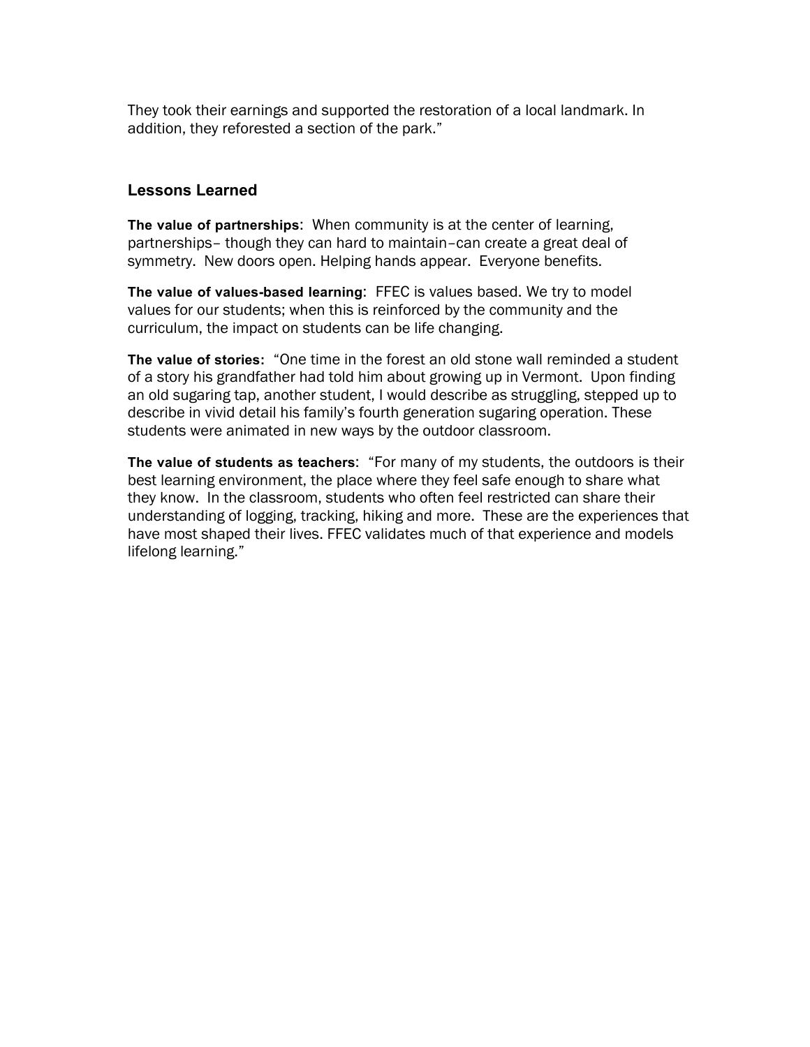They took their earnings and supported the restoration of a local landmark. In addition, they reforested a section of the park."

## Lessons Learned

**The value of partnerships**: When community is at the center of learning, partnerships– though they can hard to maintain–can create a great deal of symmetry. New doors open. Helping hands appear. Everyone benefits.

**The value of values-based learning**: FFEC is values based. We try to model values for our students; when this is reinforced by the community and the curriculum, the impact on students can be life changing.

**The value of stories**: "One time in the forest an old stone wall reminded a student of a story his grandfather had told him about growing up in Vermont. Upon finding an old sugaring tap, another student, I would describe as struggling, stepped up to describe in vivid detail his family's fourth generation sugaring operation. These students were animated in new ways by the outdoor classroom.

**The value of students as teachers**: "For many of my students, the outdoors is their best learning environment, the place where they feel safe enough to share what they know. In the classroom, students who often feel restricted can share their understanding of logging, tracking, hiking and more. These are the experiences that have most shaped their lives. FFEC validates much of that experience and models lifelong learning."